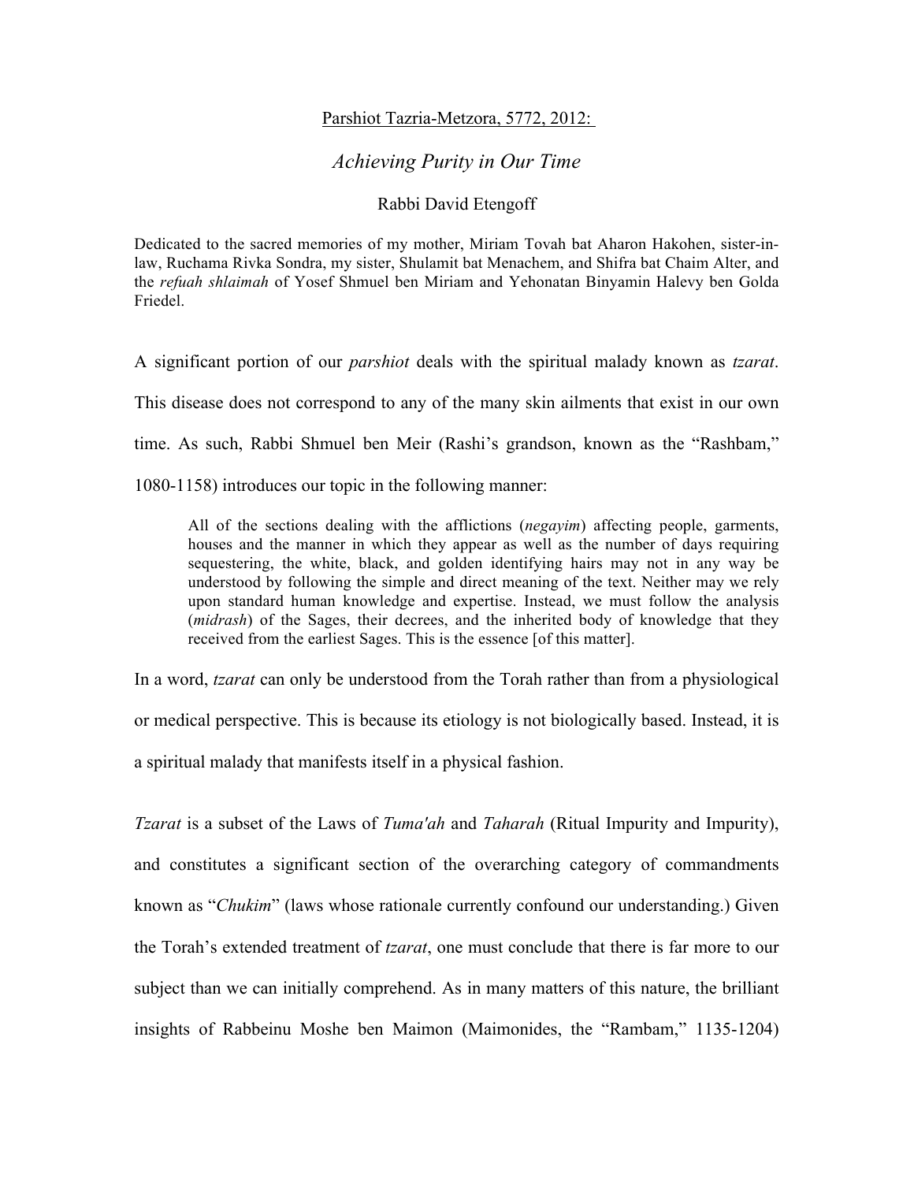Parshiot Tazria-Metzora, 5772, 2012:

# *Achieving Purity in Our Time*

Rabbi David Etengoff

Dedicated to the sacred memories of my mother, Miriam Tovah bat Aharon Hakohen, sister-in-law, Ruchama Rivka Sondra, my sister, Shulamit bat Menachem, and Shifra bat Chaim Alter, and the *refuah shlaimah* of Yosef Shmuel ben Miriam and Yehonatan Binyamin Halevy ben Golda Friedel.

A significant portion of our *parshiot* deals with the spiritual malady known as *tzarat*. This disease does not correspond to any of the many skin ailments that exist in our own time. As such, Rabbi Shmuel ben Meir (Rashi's grandson, known as the "Rashbam," 1080-1158) introduces our topic in the following manner:

> All of the sections dealing with the afflictions (*negayim*) affecting people, garments, houses and the manner in which they appear as well as the number of days requiring sequestering, the white, black, and golden identifying hairs may not in any way be understood by following the simple and direct meaning of the text. Neither may we rely upon standard human knowledge and expertise. Instead, we must follow the analysis (*midrash*) of the Sages, their decrees, and the inherited body of knowledge that they received from the earliest Sages. This is the essence [of this matter].

In a word, *tzarat* can only be understood from the Torah rather than from a physiological or medical perspective. This is because its etiology is not biologically based. Instead, it is a spiritual malady that manifests itself in a physical fashion.

*Tzarat* is a subset of the Laws of *Tuma'ah* and *Taharah* (Ritual Impurity and Impurity), and constitutes a significant section of the overarching category of commandments known as "*Chukim*" (laws whose rationale currently confound our understanding.) Given the Torah's extended treatment of *tzarat*, one must conclude that there is far more to our subject than we can initially comprehend. As in many matters of this nature, the brilliant insights of Rabbeinu Moshe ben Maimon (Maimonides, the "Rambam," 1135-1204)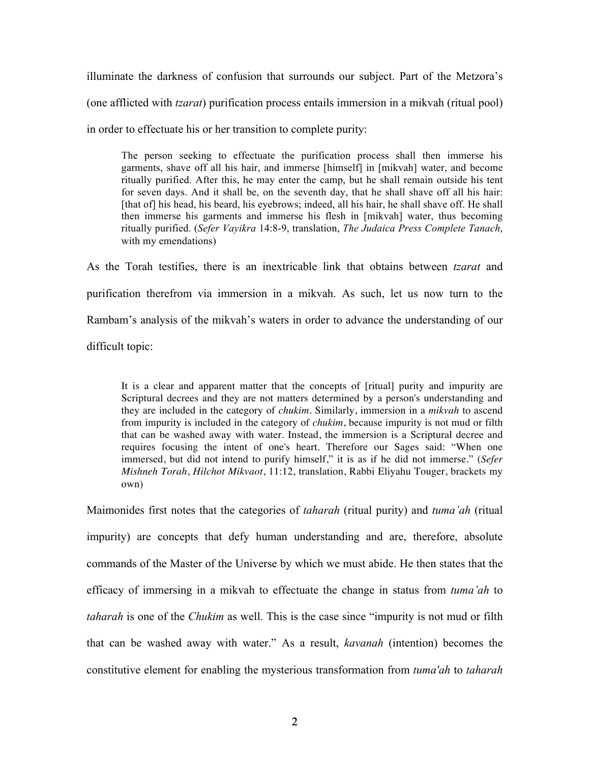illuminate the darkness of confusion that surrounds our subject. Part of the Metzora's (one afflicted with *tzarat*) purification process entails immersion in a mikvah (ritual pool) in order to effectuate his or her transition to complete purity:

> The person seeking to effectuate the purification process shall then immerse his garments, shave off all his hair, and immerse [himself] in [mikvah] water, and become ritually purified. After this, he may enter the camp, but he shall remain outside his tent for seven days. And it shall be, on the seventh day, that he shall shave off all his hair: [that of] his head, his beard, his eyebrows; indeed, all his hair, he shall shave off. He shall then immerse his garments and immerse his flesh in [mikvah] water, thus becoming ritually purified. (*Sefer Vayikra* 14:8-9, translation, *The Judaica Press Complete Tanach*, with my emendations)

As the Torah testifies, there is an inextricable link that obtains between *tzarat* and purification therefrom via immersion in a mikvah. As such, let us now turn to the Rambam's analysis of the mikvah's waters in order to advance the understanding of our difficult topic:

> It is a clear and apparent matter that the concepts of [ritual] purity and impurity are Scriptural decrees and they are not matters determined by a person's understanding and they are included in the category of *chukim*. Similarly, immersion in a *mikvah* to ascend from impurity is included in the category of *chukim*, because impurity is not mud or filth that can be washed away with water. Instead, the immersion is a Scriptural decree and requires focusing the intent of one's heart. Therefore our Sages said: "When one immersed, but did not intend to purify himself," it is as if he did not immerse." (*Sefer Mishneh Torah*, *Hilchot Mikvaot*, 11:12, translation, Rabbi Eliyahu Touger, brackets my own)

Maimonides first notes that the categories of *taharah* (ritual purity) and *tuma'ah* (ritual impurity) are concepts that defy human understanding and are, therefore, absolute commands of the Master of the Universe by which we must abide. He then states that the efficacy of immersing in a mikvah to effectuate the change in status from *tuma'ah* to *taharah* is one of the *Chukim* as well. This is the case since "impurity is not mud or filth that can be washed away with water." As a result, *kavanah* (intention) becomes the constitutive element for enabling the mysterious transformation from *tuma'ah* to *taharah*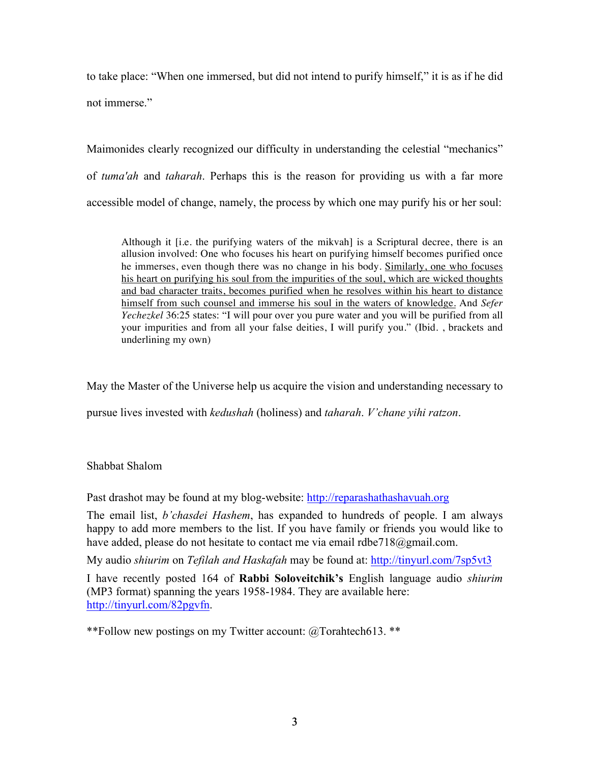to take place: "When one immersed, but did not intend to purify himself," it is as if he did not immerse."

Maimonides clearly recognized our difficulty in understanding the celestial "mechanics" of *tuma'ah* and *taharah*. Perhaps this is the reason for providing us with a far more accessible model of change, namely, the process by which one may purify his or her soul:

> Although it [i.e. the purifying waters of the mikvah] is a Scriptural decree, there is an allusion involved: One who focuses his heart on purifying himself becomes purified once he immerses, even though there was no change in his body. <u>Similarly, one who focuses his heart on purifying his soul from the impurities of the soul, which are wicked thoughts and bad character traits, becomes purified when he resolves within his heart to distance himself from such counsel and immerse his soul in the waters of knowledge</u>. And *Sefer Yechezkel* 36:25 states: "I will pour over you pure water and you will be purified from all your impurities and from all your false deities, I will purify you." (Ibid. , brackets and underlining my own)

May the Master of the Universe help us acquire the vision and understanding necessary to pursue lives invested with *kedushah* (holiness) and *taharah*. *V'chane yihi ratzon*.

Shabbat Shalom

Past drashot may be found at my blog-website: http://reparashathashavuah.org

The email list, *b'chasdei Hashem*, has expanded to hundreds of people. I am always happy to add more members to the list. If you have family or friends you would like to have added, please do not hesitate to contact me via email rdbe718@gmail.com.

My audio *shiurim* on *Tefilah and Haskafah* may be found at: http://tinyurl.com/7sp5vt3

I have recently posted 164 of **Rabbi Soloveitchik's** English language audio *shiurim* (MP3 format) spanning the years 1958-1984. They are available here: http://tinyurl.com/82pgvfn.

**Follow new postings on my Twitter account: @Torahtech613. **